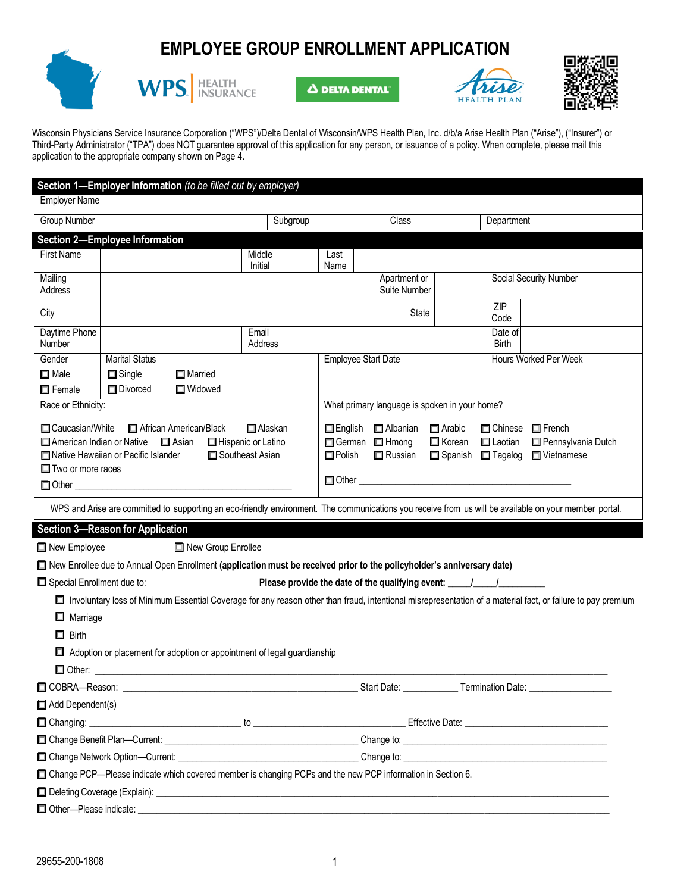# EMPLOYEE GROUP ENROLLMENT APPLICATION

Wisconsin Physicians Service Insurance Corporation ("WPS")/Delta Dental of Wisconsin/WPS Health Plan, Inc. d/b/a Arise Health Plan ("Arise"), ("Insurer") or Third-Party Administrator ("TPA") does NOT guarantee approval of this application for any person, or issuance of a policy. When complete, please mail this application to the appropriate company shown on Page 4.

## Section 1—Employer Information *(to be filled out by employer)*

| Employer Name | | | |
|---|---|---|---|
| Group Number | Subgroup | Class | Department |

## Section 2—Employee Information

| First Name | | Middle Initial | | Last Name | |
|---|---|---|---|---|---|
| Mailing Address | | Apartment or Suite Number | | Social Security Number | |
| City | | State | | ZIP Code | |
| Daytime Phone Number | | Email Address | | Date of Birth | |

**Gender**
- ☐ Male
- ☐ Female

**Marital Status**
- ☐ Single
- ☐ Married
- ☐ Divorced
- ☐ Widowed

Employee Start Date

Hours Worked Per Week

**Race or Ethnicity:**

☐ Caucasian/White ☐ African American/Black ☐ Alaskan
☐ American Indian or Native ☐ Asian ☐ Hispanic or Latino
☐ Native Hawaiian or Pacific Islander ☐ Southeast Asian
☐ Two or more races
☐ Other ___________________________

**What primary language is spoken in your home?**

☐ English ☐ Albanian ☐ Arabic ☐ Chinese ☐ French
☐ German ☐ Hmong ☐ Korean ☐ Laotian ☐ Pennsylvania Dutch
☐ Polish ☐ Russian ☐ Spanish ☐ Tagalog ☐ Vietnamese
☐ Other ___________________________

WPS and Arise are committed to supporting an eco-friendly environment. The communications you receive from us will be available on your member portal.

## Section 3—Reason for Application

☐ New Employee ☐ New Group Enrollee

☐ New Enrollee due to Annual Open Enrollment **(application must be received prior to the policyholder's anniversary date)**

☐ Special Enrollment due to: **Please provide the date of the qualifying event:** ____/____/________

- ☐ Involuntary loss of Minimum Essential Coverage for any reason other than fraud, intentional misrepresentation of a material fact, or failure to pay premium
- ☐ Marriage
- ☐ Birth
- ☐ Adoption or placement for adoption or appointment of legal guardianship
- ☐ Other: ___________________________

☐ COBRA—Reason: ___________________________ Start Date: __________ Termination Date: ______________

☐ Add Dependent(s)

☐ Changing: ____________________ to ____________________ Effective Date: ____________________

☐ Change Benefit Plan—Current: ____________________ Change to: ____________________

☐ Change Network Option—Current: ____________________ Change to: ____________________

☐ Change PCP—Please indicate which covered member is changing PCPs and the new PCP information in Section 6.

☐ Deleting Coverage (Explain): ___________________________

☐ Other—Please indicate: ___________________________

29655-200-1808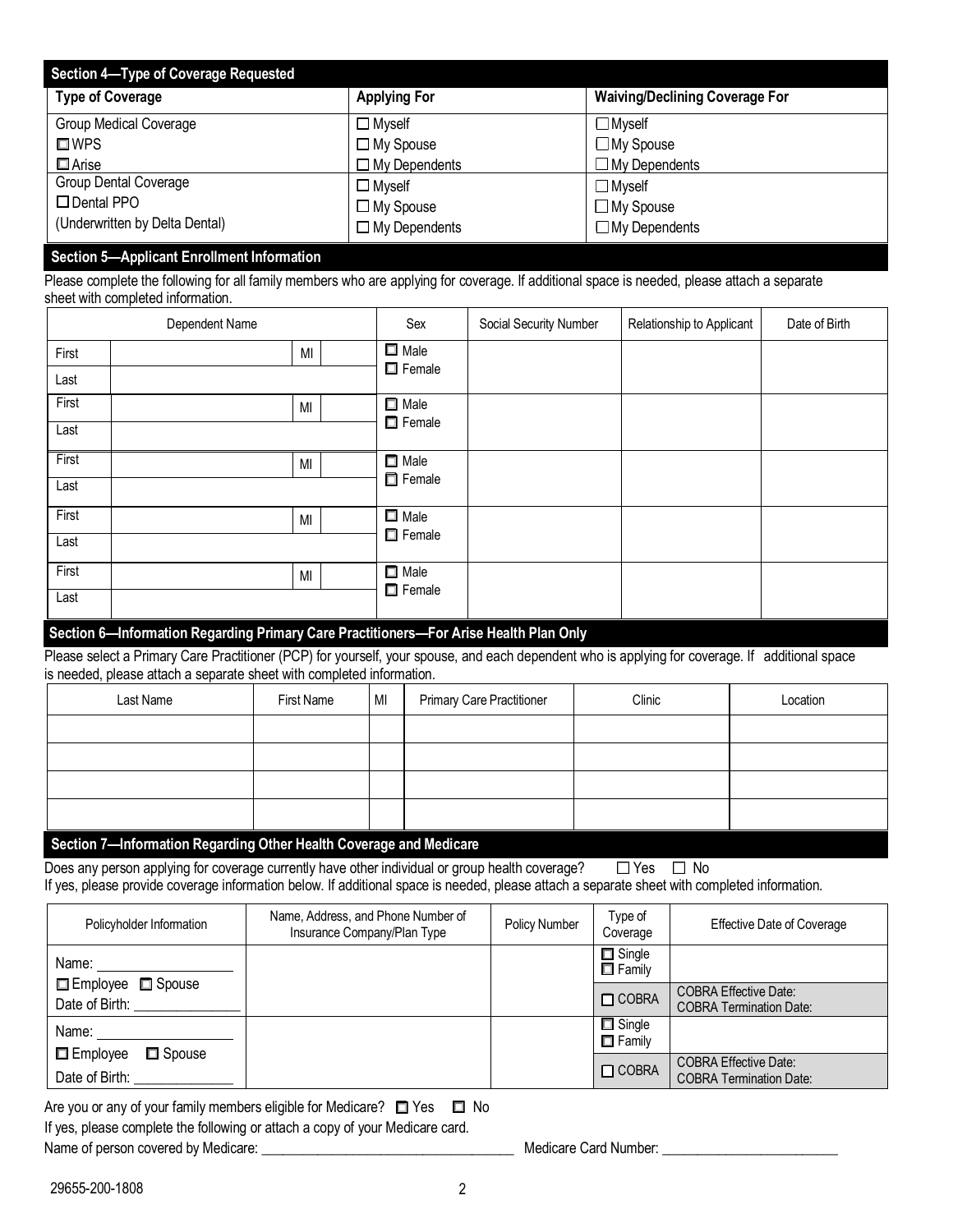## Section 4—Type of Coverage Requested

| Type of Coverage | Applying For | Waiving/Declining Coverage For |
|---|---|---|
| Group Medical Coverage<br>☐ WPS<br>☐ Arise | ☐ Myself<br>☐ My Spouse<br>☐ My Dependents | ☐ Myself<br>☐ My Spouse<br>☐ My Dependents |
| Group Dental Coverage<br>☐ Dental PPO<br>(Underwritten by Delta Dental) | ☐ Myself<br>☐ My Spouse<br>☐ My Dependents | ☐ Myself<br>☐ My Spouse<br>☐ My Dependents |

## Section 5—Applicant Enrollment Information

Please complete the following for all family members who are applying for coverage. If additional space is needed, please attach a separate sheet with completed information.

| Dependent Name | Sex | Social Security Number | Relationship to Applicant | Date of Birth |
|---|---|---|---|---|
| First: &nbsp;&nbsp; MI:<br>Last: | ☐ Male<br>☐ Female | | | |
| First: &nbsp;&nbsp; MI:<br>Last: | ☐ Male<br>☐ Female | | | |
| First: &nbsp;&nbsp; MI:<br>Last: | ☐ Male<br>☐ Female | | | |
| First: &nbsp;&nbsp; MI:<br>Last: | ☐ Male<br>☐ Female | | | |
| First: &nbsp;&nbsp; MI:<br>Last: | ☐ Male<br>☐ Female | | | |

## Section 6—Information Regarding Primary Care Practitioners—For Arise Health Plan Only

Please select a Primary Care Practitioner (PCP) for yourself, your spouse, and each dependent who is applying for coverage. If additional space is needed, please attach a separate sheet with completed information.

| Last Name | First Name | MI | Primary Care Practitioner | Clinic | Location |
|---|---|---|---|---|---|
| | | | | | |
| | | | | | |
| | | | | | |
| | | | | | |

## Section 7—Information Regarding Other Health Coverage and Medicare

Does any person applying for coverage currently have other individual or group health coverage? ☐ Yes ☐ No

If yes, please provide coverage information below. If additional space is needed, please attach a separate sheet with completed information.

| Policyholder Information | Name, Address, and Phone Number of Insurance Company/Plan Type | Policy Number | Type of Coverage | Effective Date of Coverage |
|---|---|---|---|---|
| Name: ______<br>☐ Employee ☐ Spouse<br>Date of Birth: ______ | | | ☐ Single<br>☐ Family | |
| | | | ☐ COBRA | COBRA Effective Date:<br>COBRA Termination Date: |
| Name: ______<br>☐ Employee ☐ Spouse<br>Date of Birth: ______ | | | ☐ Single<br>☐ Family | |
| | | | ☐ COBRA | COBRA Effective Date:<br>COBRA Termination Date: |

Are you or any of your family members eligible for Medicare? ☐ Yes ☐ No

If yes, please complete the following or attach a copy of your Medicare card.

Name of person covered by Medicare: ____________________ Medicare Card Number: ____________________

29655-200-1808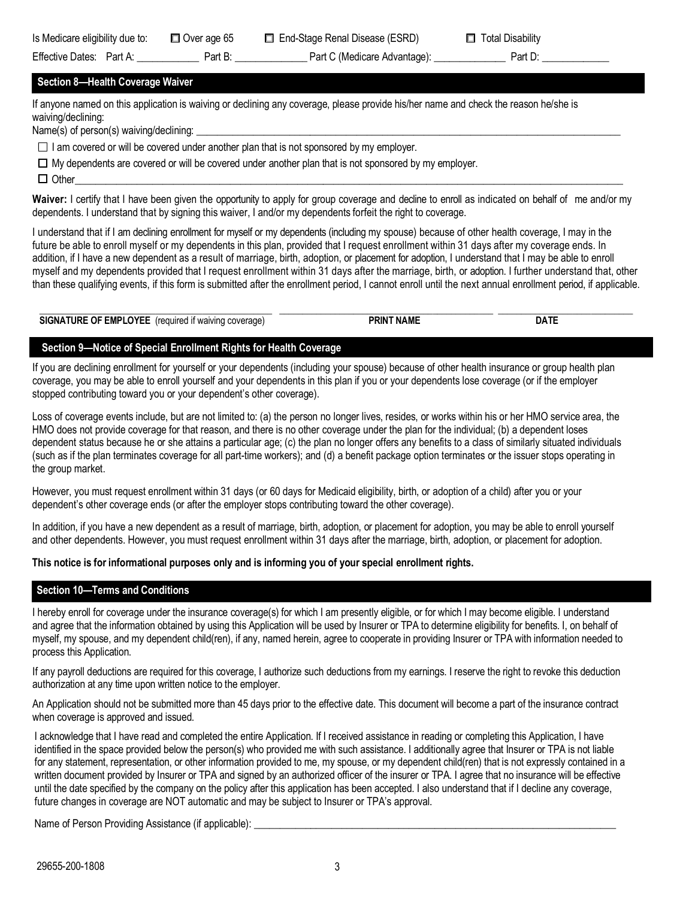Is Medicare eligibility due to: ☐ Over age 65 ☐ End-Stage Renal Disease (ESRD) ☐ Total Disability

Effective Dates: Part A: ____________ Part B: ______________ Part C (Medicare Advantage): ______________ Part D: _____________

## Section 8—Health Coverage Waiver

If anyone named on this application is waiving or declining any coverage, please provide his/her name and check the reason he/she is waiving/declining:

Name(s) of person(s) waiving/declining: ______________________________________________________________________

☐ I am covered or will be covered under another plan that is not sponsored by my employer.

☐ My dependents are covered or will be covered under another plan that is not sponsored by my employer.

☐ Other______________________________________________________________________________________

**Waiver:** I certify that I have been given the opportunity to apply for group coverage and decline to enroll as indicated on behalf of me and/or my dependents. I understand that by signing this waiver, I and/or my dependents forfeit the right to coverage.

I understand that if I am declining enrollment for myself or my dependents (including my spouse) because of other health coverage, I may in the future be able to enroll myself or my dependents in this plan, provided that I request enrollment within 31 days after my coverage ends. In addition, if I have a new dependent as a result of marriage, birth, adoption, or placement for adoption, I understand that I may be able to enroll myself and my dependents provided that I request enrollment within 31 days after the marriage, birth, or adoption. I further understand that, other than these qualifying events, if this form is submitted after the enrollment period, I cannot enroll until the next annual enrollment period, if applicable.

| ______________________________ | ______________________________ | ____________________ |
|---|---|---|
| **SIGNATURE OF EMPLOYEE** (required if waiving coverage) | **PRINT NAME** | **DATE** |

## Section 9—Notice of Special Enrollment Rights for Health Coverage

If you are declining enrollment for yourself or your dependents (including your spouse) because of other health insurance or group health plan coverage, you may be able to enroll yourself and your dependents in this plan if you or your dependents lose coverage (or if the employer stopped contributing toward you or your dependent's other coverage).

Loss of coverage events include, but are not limited to: (a) the person no longer lives, resides, or works within his or her HMO service area, the HMO does not provide coverage for that reason, and there is no other coverage under the plan for the individual; (b) a dependent loses dependent status because he or she attains a particular age; (c) the plan no longer offers any benefits to a class of similarly situated individuals (such as if the plan terminates coverage for all part-time workers); and (d) a benefit package option terminates or the issuer stops operating in the group market.

However, you must request enrollment within 31 days (or 60 days for Medicaid eligibility, birth, or adoption of a child) after you or your dependent's other coverage ends (or after the employer stops contributing toward the other coverage).

In addition, if you have a new dependent as a result of marriage, birth, adoption, or placement for adoption, you may be able to enroll yourself and other dependents. However, you must request enrollment within 31 days after the marriage, birth, adoption, or placement for adoption.

**This notice is for informational purposes only and is informing you of your special enrollment rights.**

## Section 10—Terms and Conditions

I hereby enroll for coverage under the insurance coverage(s) for which I am presently eligible, or for which I may become eligible. I understand and agree that the information obtained by using this Application will be used by Insurer or TPA to determine eligibility for benefits. I, on behalf of myself, my spouse, and my dependent child(ren), if any, named herein, agree to cooperate in providing Insurer or TPA with information needed to process this Application.

If any payroll deductions are required for this coverage, I authorize such deductions from my earnings. I reserve the right to revoke this deduction authorization at any time upon written notice to the employer.

An Application should not be submitted more than 45 days prior to the effective date. This document will become a part of the insurance contract when coverage is approved and issued.

I acknowledge that I have read and completed the entire Application. If I received assistance in reading or completing this Application, I have identified in the space provided below the person(s) who provided me with such assistance. I additionally agree that Insurer or TPA is not liable for any statement, representation, or other information provided to me, my spouse, or my dependent child(ren) that is not expressly contained in a written document provided by Insurer or TPA and signed by an authorized officer of the insurer or TPA. I agree that no insurance will be effective until the date specified by the company on the policy after this application has been accepted. I also understand that if I decline any coverage, future changes in coverage are NOT automatic and may be subject to Insurer or TPA's approval.

Name of Person Providing Assistance (if applicable): ______________________________________________________________

29655-200-1808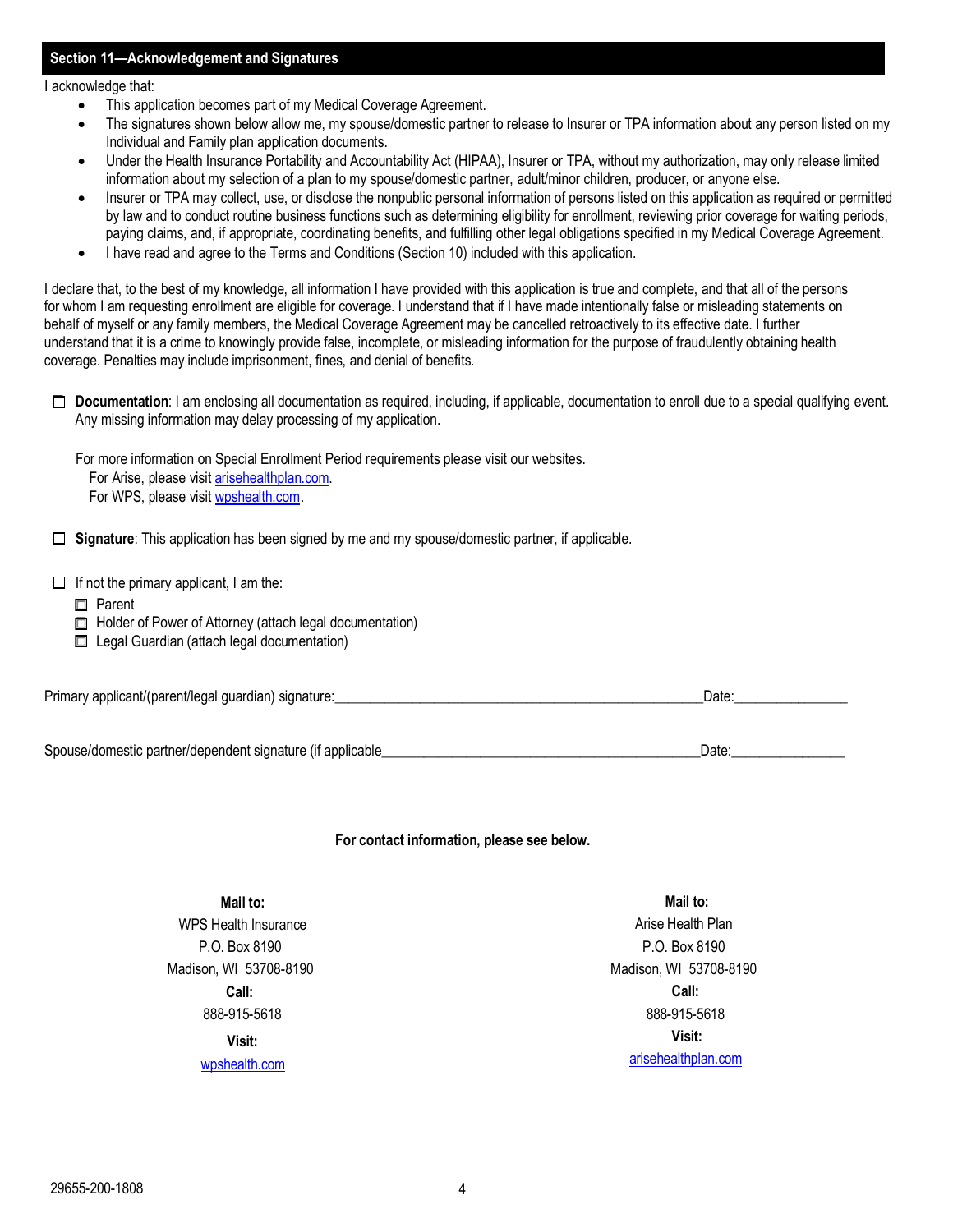## Section 11—Acknowledgement and Signatures

I acknowledge that:

- This application becomes part of my Medical Coverage Agreement.
- The signatures shown below allow me, my spouse/domestic partner to release to Insurer or TPA information about any person listed on my Individual and Family plan application documents.
- Under the Health Insurance Portability and Accountability Act (HIPAA), Insurer or TPA, without my authorization, may only release limited information about my selection of a plan to my spouse/domestic partner, adult/minor children, producer, or anyone else.
- Insurer or TPA may collect, use, or disclose the nonpublic personal information of persons listed on this application as required or permitted by law and to conduct routine business functions such as determining eligibility for enrollment, reviewing prior coverage for waiting periods, paying claims, and, if appropriate, coordinating benefits, and fulfilling other legal obligations specified in my Medical Coverage Agreement.
- I have read and agree to the Terms and Conditions (Section 10) included with this application.

I declare that, to the best of my knowledge, all information I have provided with this application is true and complete, and that all of the persons for whom I am requesting enrollment are eligible for coverage. I understand that if I have made intentionally false or misleading statements on behalf of myself or any family members, the Medical Coverage Agreement may be cancelled retroactively to its effective date. I further understand that it is a crime to knowingly provide false, incomplete, or misleading information for the purpose of fraudulently obtaining health coverage. Penalties may include imprisonment, fines, and denial of benefits.

☐ **Documentation**: I am enclosing all documentation as required, including, if applicable, documentation to enroll due to a special qualifying event. Any missing information may delay processing of my application.

For more information on Special Enrollment Period requirements please visit our websites.
For Arise, please visit arisehealthplan.com.
For WPS, please visit wpshealth.com.

☐ **Signature**: This application has been signed by me and my spouse/domestic partner, if applicable.

☐ If not the primary applicant, I am the:

- ☐ Parent
- ☐ Holder of Power of Attorney (attach legal documentation)
- ☐ Legal Guardian (attach legal documentation)

Primary applicant/(parent/legal guardian) signature:\_\_\_\_\_\_\_\_\_\_\_\_\_\_\_\_\_\_\_\_\_\_\_\_\_\_\_\_\_\_\_\_\_\_\_\_\_\_\_\_\_\_\_\_\_\_\_\_\_\_ Date:\_\_\_\_\_\_\_\_\_\_\_\_\_\_\_\_

Spouse/domestic partner/dependent signature (if applicable\_\_\_\_\_\_\_\_\_\_\_\_\_\_\_\_\_\_\_\_\_\_\_\_\_\_\_\_\_\_\_\_\_\_\_\_\_\_\_\_\_\_\_\_ Date:\_\_\_\_\_\_\_\_\_\_\_\_\_\_\_\_

**For contact information, please see below.**

**Mail to:**
WPS Health Insurance
P.O. Box 8190
Madison, WI 53708-8190
**Call:**
888-915-5618
**Visit:**
wpshealth.com

**Mail to:**
Arise Health Plan
P.O. Box 8190
Madison, WI 53708-8190
**Call:**
888-915-5618
**Visit:**
arisehealthplan.com

29655-200-1808